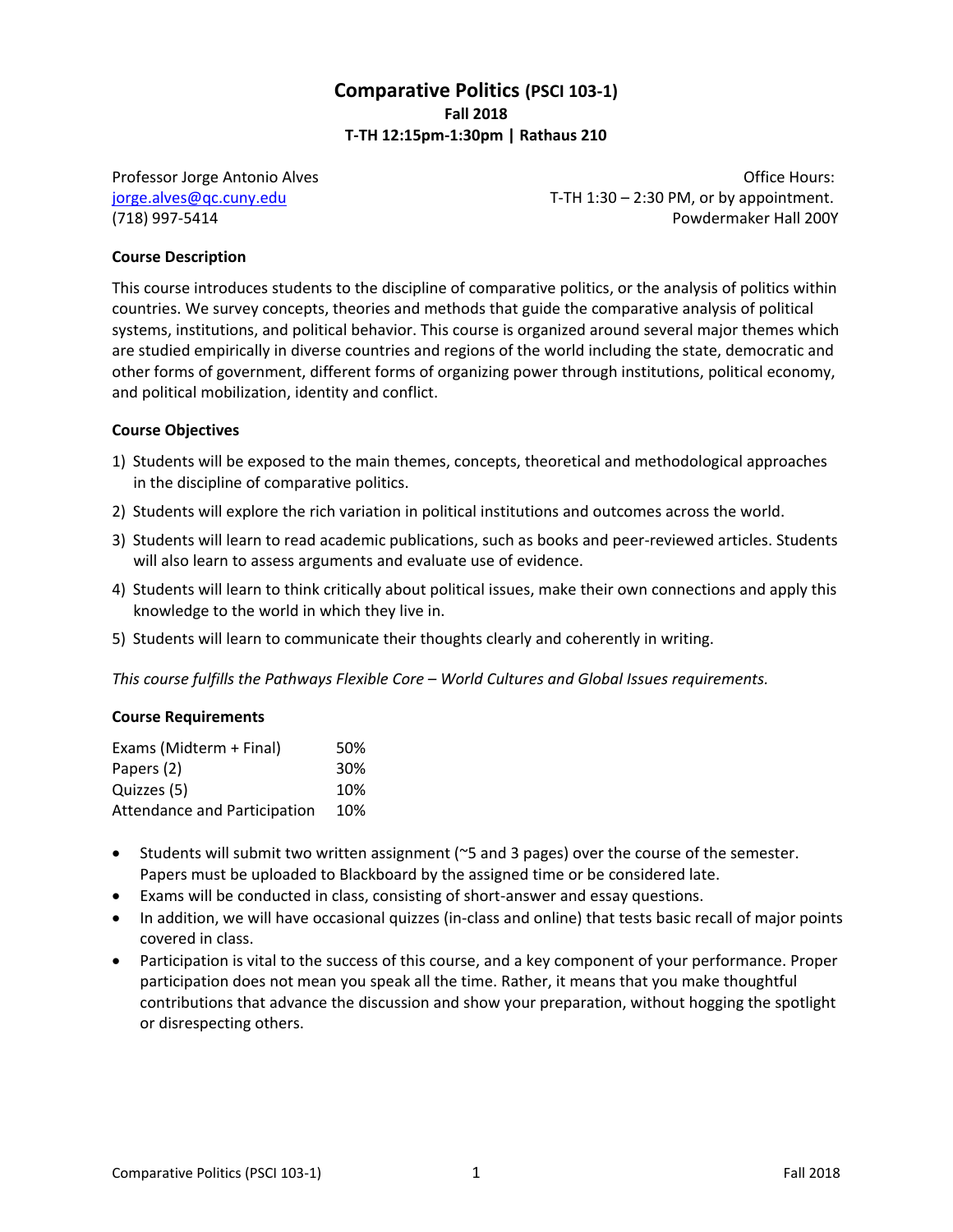# Comparative Politics (PSCI 103-1)

**Fall 2018**

**T-TH 12:15pm-1:30pm | Rathaus 210**

Professor Jorge Antonio Alves
jorge.alves@qc.cuny.edu
(718) 997-5414

Office Hours:
T-TH 1:30 – 2:30 PM, or by appointment.
Powdermaker Hall 200Y

### Course Description

This course introduces students to the discipline of comparative politics, or the analysis of politics within countries. We survey concepts, theories and methods that guide the comparative analysis of political systems, institutions, and political behavior. This course is organized around several major themes which are studied empirically in diverse countries and regions of the world including the state, democratic and other forms of government, different forms of organizing power through institutions, political economy, and political mobilization, identity and conflict.

### Course Objectives

1) Students will be exposed to the main themes, concepts, theoretical and methodological approaches in the discipline of comparative politics.
2) Students will explore the rich variation in political institutions and outcomes across the world.
3) Students will learn to read academic publications, such as books and peer-reviewed articles. Students will also learn to assess arguments and evaluate use of evidence.
4) Students will learn to think critically about political issues, make their own connections and apply this knowledge to the world in which they live in.
5) Students will learn to communicate their thoughts clearly and coherently in writing.

*This course fulfills the Pathways Flexible Core – World Cultures and Global Issues requirements.*

### Course Requirements

| | |
|---|---|
| Exams (Midterm + Final) | 50% |
| Papers (2) | 30% |
| Quizzes (5) | 10% |
| Attendance and Participation | 10% |

- Students will submit two written assignment (~5 and 3 pages) over the course of the semester. Papers must be uploaded to Blackboard by the assigned time or be considered late.
- Exams will be conducted in class, consisting of short-answer and essay questions.
- In addition, we will have occasional quizzes (in-class and online) that tests basic recall of major points covered in class.
- Participation is vital to the success of this course, and a key component of your performance. Proper participation does not mean you speak all the time. Rather, it means that you make thoughtful contributions that advance the discussion and show your preparation, without hogging the spotlight or disrespecting others.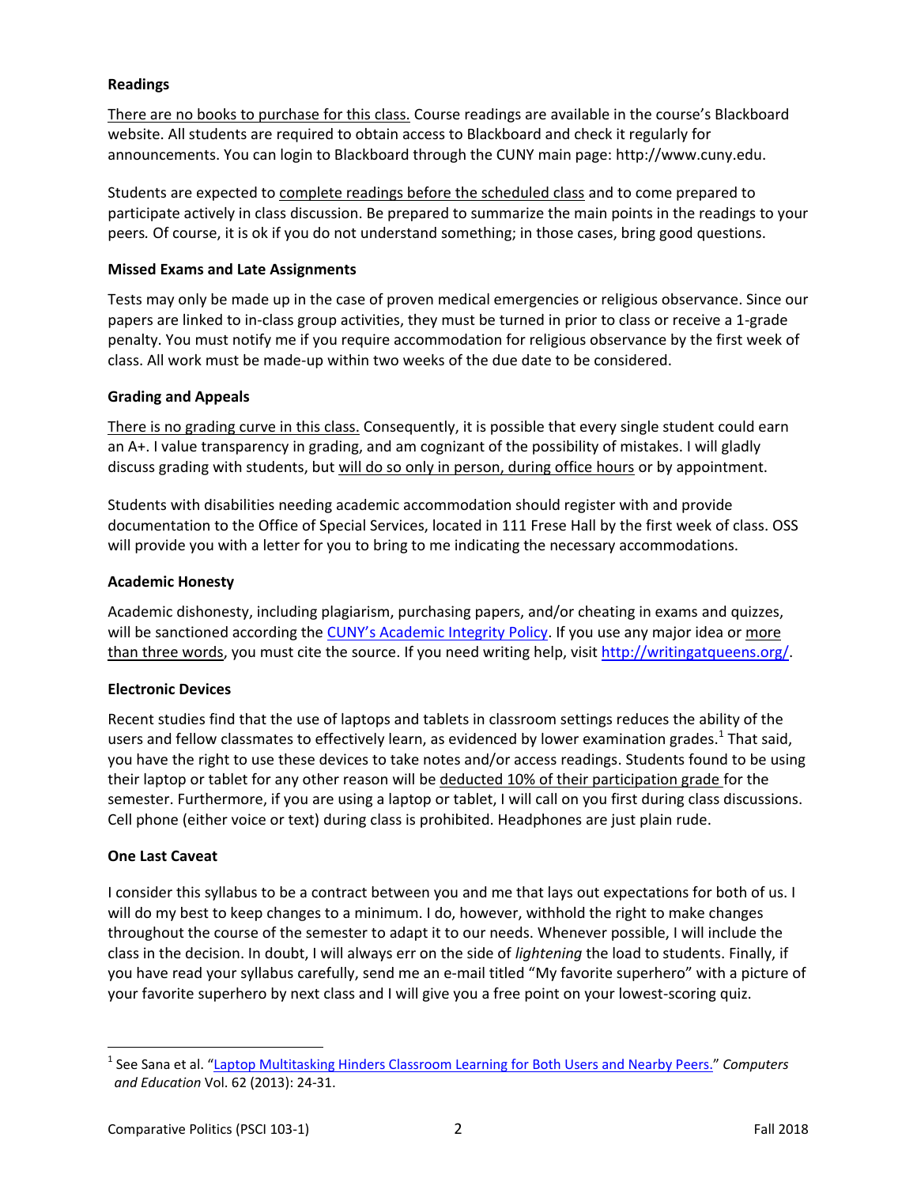**Readings**

There are no books to purchase for this class. Course readings are available in the course's Blackboard website. All students are required to obtain access to Blackboard and check it regularly for announcements. You can login to Blackboard through the CUNY main page: http://www.cuny.edu.

Students are expected to complete readings before the scheduled class and to come prepared to participate actively in class discussion. Be prepared to summarize the main points in the readings to your peers. Of course, it is ok if you do not understand something; in those cases, bring good questions.

**Missed Exams and Late Assignments**

Tests may only be made up in the case of proven medical emergencies or religious observance. Since our papers are linked to in-class group activities, they must be turned in prior to class or receive a 1-grade penalty. You must notify me if you require accommodation for religious observance by the first week of class. All work must be made-up within two weeks of the due date to be considered.

**Grading and Appeals**

There is no grading curve in this class. Consequently, it is possible that every single student could earn an A+. I value transparency in grading, and am cognizant of the possibility of mistakes. I will gladly discuss grading with students, but will do so only in person, during office hours or by appointment.

Students with disabilities needing academic accommodation should register with and provide documentation to the Office of Special Services, located in 111 Frese Hall by the first week of class. OSS will provide you with a letter for you to bring to me indicating the necessary accommodations.

**Academic Honesty**

Academic dishonesty, including plagiarism, purchasing papers, and/or cheating in exams and quizzes, will be sanctioned according the CUNY's Academic Integrity Policy. If you use any major idea or more than three words, you must cite the source. If you need writing help, visit http://writingatqueens.org/.

**Electronic Devices**

Recent studies find that the use of laptops and tablets in classroom settings reduces the ability of the users and fellow classmates to effectively learn, as evidenced by lower examination grades.[1] That said, you have the right to use these devices to take notes and/or access readings. Students found to be using their laptop or tablet for any other reason will be deducted 10% of their participation grade for the semester. Furthermore, if you are using a laptop or tablet, I will call on you first during class discussions. Cell phone (either voice or text) during class is prohibited. Headphones are just plain rude.

**One Last Caveat**

I consider this syllabus to be a contract between you and me that lays out expectations for both of us. I will do my best to keep changes to a minimum. I do, however, withhold the right to make changes throughout the course of the semester to adapt it to our needs. Whenever possible, I will include the class in the decision. In doubt, I will always err on the side of *lightening* the load to students. Finally, if you have read your syllabus carefully, send me an e-mail titled "My favorite superhero" with a picture of your favorite superhero by next class and I will give you a free point on your lowest-scoring quiz.

---

[1] See Sana et al. "Laptop Multitasking Hinders Classroom Learning for Both Users and Nearby Peers." *Computers and Education* Vol. 62 (2013): 24-31.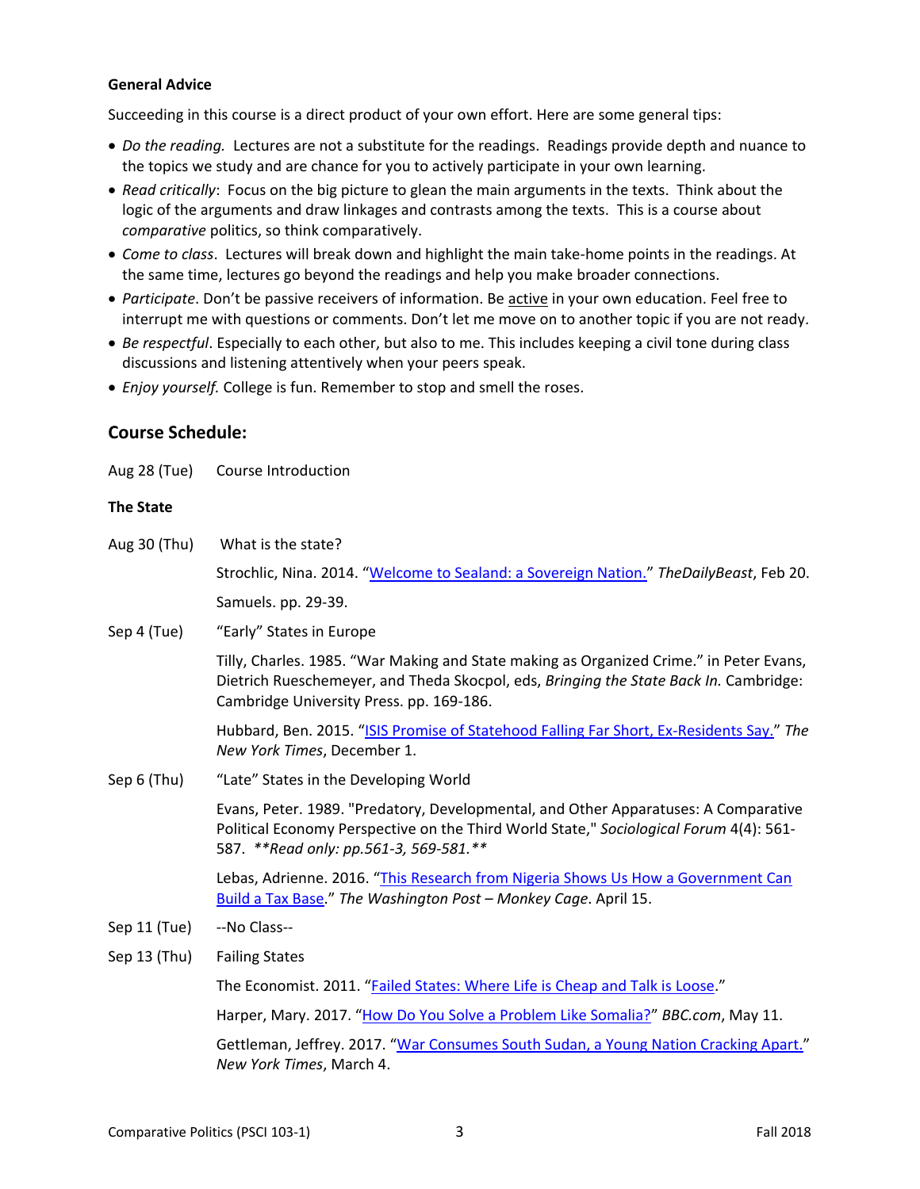**General Advice**

Succeeding in this course is a direct product of your own effort. Here are some general tips:

- *Do the reading.* Lectures are not a substitute for the readings. Readings provide depth and nuance to the topics we study and are chance for you to actively participate in your own learning.
- *Read critically*: Focus on the big picture to glean the main arguments in the texts. Think about the logic of the arguments and draw linkages and contrasts among the texts. This is a course about *comparative* politics, so think comparatively.
- *Come to class*. Lectures will break down and highlight the main take-home points in the readings. At the same time, lectures go beyond the readings and help you make broader connections.
- *Participate*. Don't be passive receivers of information. Be active in your own education. Feel free to interrupt me with questions or comments. Don't let me move on to another topic if you are not ready.
- *Be respectful*. Especially to each other, but also to me. This includes keeping a civil tone during class discussions and listening attentively when your peers speak.
- *Enjoy yourself.* College is fun. Remember to stop and smell the roses.

## Course Schedule:

Aug 28 (Tue) Course Introduction

**The State**

Aug 30 (Thu) What is the state?

Strochlic, Nina. 2014. "Welcome to Sealand: a Sovereign Nation." *TheDailyBeast*, Feb 20.

Samuels. pp. 29-39.

Sep 4 (Tue) "Early" States in Europe

Tilly, Charles. 1985. "War Making and State making as Organized Crime." in Peter Evans, Dietrich Rueschemeyer, and Theda Skocpol, eds, *Bringing the State Back In.* Cambridge: Cambridge University Press. pp. 169-186.

Hubbard, Ben. 2015. "ISIS Promise of Statehood Falling Far Short, Ex-Residents Say." *The New York Times*, December 1.

Sep 6 (Thu) "Late" States in the Developing World

Evans, Peter. 1989. "Predatory, Developmental, and Other Apparatuses: A Comparative Political Economy Perspective on the Third World State," *Sociological Forum* 4(4): 561-587. ***Read only: pp.561-3, 569-581.***

Lebas, Adrienne. 2016. "This Research from Nigeria Shows Us How a Government Can Build a Tax Base." *The Washington Post – Monkey Cage*. April 15.

Sep 11 (Tue) --No Class--

Sep 13 (Thu) Failing States

The Economist. 2011. "Failed States: Where Life is Cheap and Talk is Loose."

Harper, Mary. 2017. "How Do You Solve a Problem Like Somalia?" *BBC.com*, May 11.

Gettleman, Jeffrey. 2017. "War Consumes South Sudan, a Young Nation Cracking Apart." *New York Times*, March 4.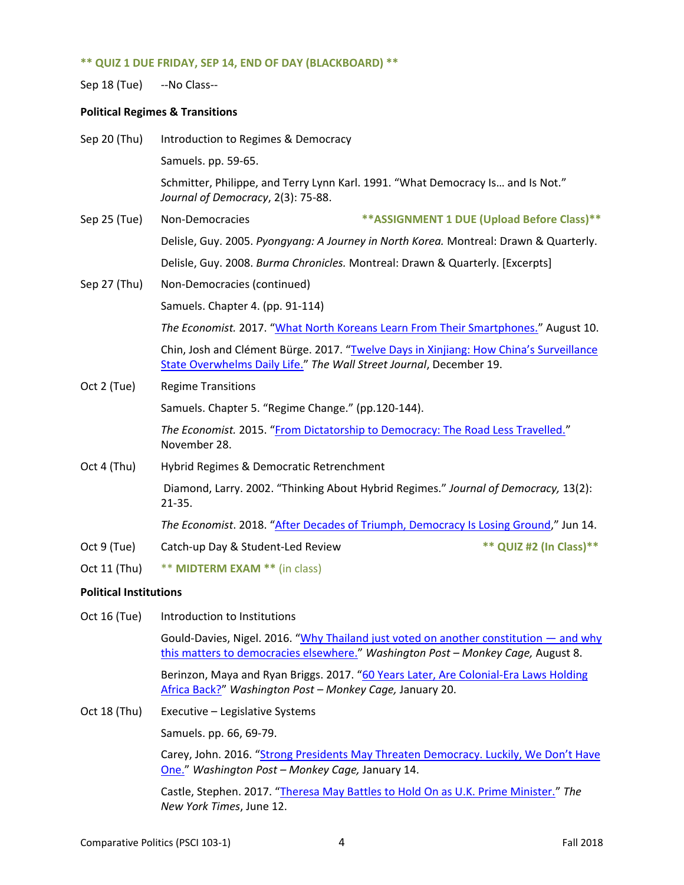**** QUIZ 1 DUE FRIDAY, SEP 14, END OF DAY (BLACKBOARD) ****

Sep 18 (Tue) --No Class--

**Political Regimes & Transitions**

Sep 20 (Thu) Introduction to Regimes & Democracy

Samuels. pp. 59-65.

Schmitter, Philippe, and Terry Lynn Karl. 1991. "What Democracy Is… and Is Not." *Journal of Democracy*, 2(3): 75-88.

Sep 25 (Tue) Non-Democracies **ASSIGNMENT 1 DUE (Upload Before Class)**

Delisle, Guy. 2005. *Pyongyang: A Journey in North Korea.* Montreal: Drawn & Quarterly.

Delisle, Guy. 2008. *Burma Chronicles.* Montreal: Drawn & Quarterly. [Excerpts]

Sep 27 (Thu) Non-Democracies (continued)

Samuels. Chapter 4. (pp. 91-114)

*The Economist.* 2017. "What North Koreans Learn From Their Smartphones." August 10.

Chin, Josh and Clément Bürge. 2017. "Twelve Days in Xinjiang: How China's Surveillance State Overwhelms Daily Life." *The Wall Street Journal*, December 19.

Oct 2 (Tue) Regime Transitions

Samuels. Chapter 5. "Regime Change." (pp.120-144).

*The Economist.* 2015. "From Dictatorship to Democracy: The Road Less Travelled." November 28.

Oct 4 (Thu) Hybrid Regimes & Democratic Retrenchment

Diamond, Larry. 2002. "Thinking About Hybrid Regimes." *Journal of Democracy,* 13(2): 21-35.

*The Economist*. 2018. "After Decades of Triumph, Democracy Is Losing Ground," Jun 14.

Oct 9 (Tue) Catch-up Day & Student-Led Review **QUIZ #2 (In Class)**

Oct 11 (Thu) **MIDTERM EXAM** (in class)

**Political Institutions**

Oct 16 (Tue) Introduction to Institutions

Gould-Davies, Nigel. 2016. "Why Thailand just voted on another constitution — and why this matters to democracies elsewhere." *Washington Post – Monkey Cage,* August 8.

Berinzon, Maya and Ryan Briggs. 2017. "60 Years Later, Are Colonial-Era Laws Holding Africa Back?" *Washington Post – Monkey Cage,* January 20.

Oct 18 (Thu) Executive – Legislative Systems

Samuels. pp. 66, 69-79.

Carey, John. 2016. "Strong Presidents May Threaten Democracy. Luckily, We Don't Have One." *Washington Post – Monkey Cage,* January 14.

Castle, Stephen. 2017. "Theresa May Battles to Hold On as U.K. Prime Minister." *The New York Times*, June 12.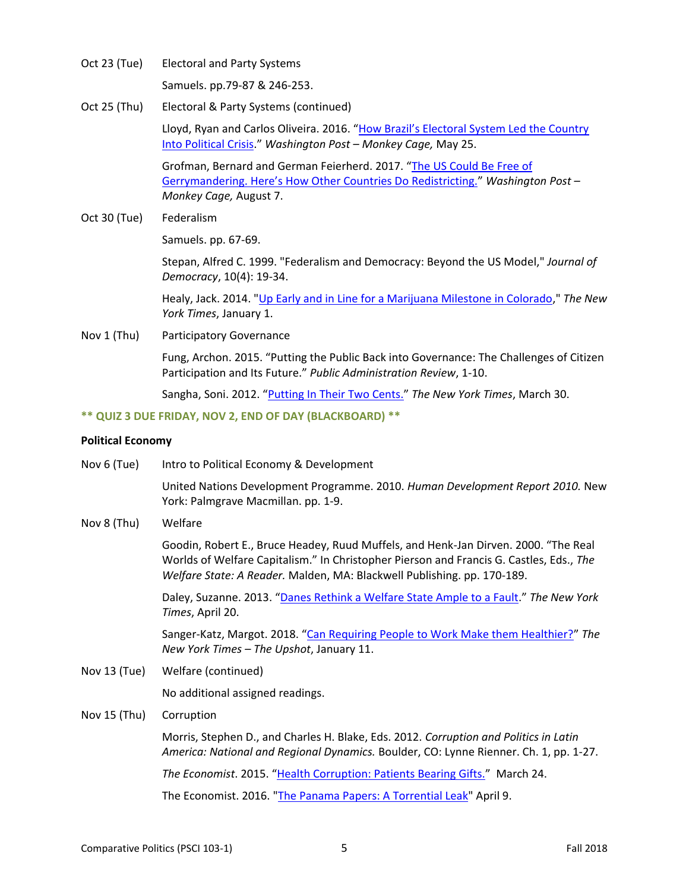Oct 23 (Tue) Electoral and Party Systems

Samuels. pp.79-87 & 246-253.

Oct 25 (Thu) Electoral & Party Systems (continued)

Lloyd, Ryan and Carlos Oliveira. 2016. "How Brazil's Electoral System Led the Country Into Political Crisis." *Washington Post – Monkey Cage,* May 25.

Grofman, Bernard and German Feierherd. 2017. "The US Could Be Free of Gerrymandering. Here's How Other Countries Do Redistricting." *Washington Post – Monkey Cage,* August 7.

Oct 30 (Tue) Federalism

Samuels. pp. 67-69.

Stepan, Alfred C. 1999. "Federalism and Democracy: Beyond the US Model," *Journal of Democracy*, 10(4): 19-34.

Healy, Jack. 2014. "Up Early and in Line for a Marijuana Milestone in Colorado," *The New York Times*, January 1.

Nov 1 (Thu) Participatory Governance

Fung, Archon. 2015. "Putting the Public Back into Governance: The Challenges of Citizen Participation and Its Future." *Public Administration Review*, 1-10.

Sangha, Soni. 2012. "Putting In Their Two Cents." *The New York Times*, March 30.

**\*\* QUIZ 3 DUE FRIDAY, NOV 2, END OF DAY (BLACKBOARD) \*\***

**Political Economy**

Nov 6 (Tue) Intro to Political Economy & Development

United Nations Development Programme. 2010. *Human Development Report 2010.* New York: Palmgrave Macmillan. pp. 1-9.

Nov 8 (Thu) Welfare

Goodin, Robert E., Bruce Headey, Ruud Muffels, and Henk-Jan Dirven. 2000. "The Real Worlds of Welfare Capitalism." In Christopher Pierson and Francis G. Castles, Eds., *The Welfare State: A Reader.* Malden, MA: Blackwell Publishing. pp. 170-189.

Daley, Suzanne. 2013. "Danes Rethink a Welfare State Ample to a Fault." *The New York Times*, April 20.

Sanger-Katz, Margot. 2018. "Can Requiring People to Work Make them Healthier?" *The New York Times – The Upshot*, January 11.

Nov 13 (Tue) Welfare (continued)

No additional assigned readings.

Nov 15 (Thu) Corruption

Morris, Stephen D., and Charles H. Blake, Eds. 2012. *Corruption and Politics in Latin America: National and Regional Dynamics.* Boulder, CO: Lynne Rienner. Ch. 1, pp. 1-27.

*The Economist*. 2015. "Health Corruption: Patients Bearing Gifts." March 24.

The Economist. 2016. "The Panama Papers: A Torrential Leak" April 9.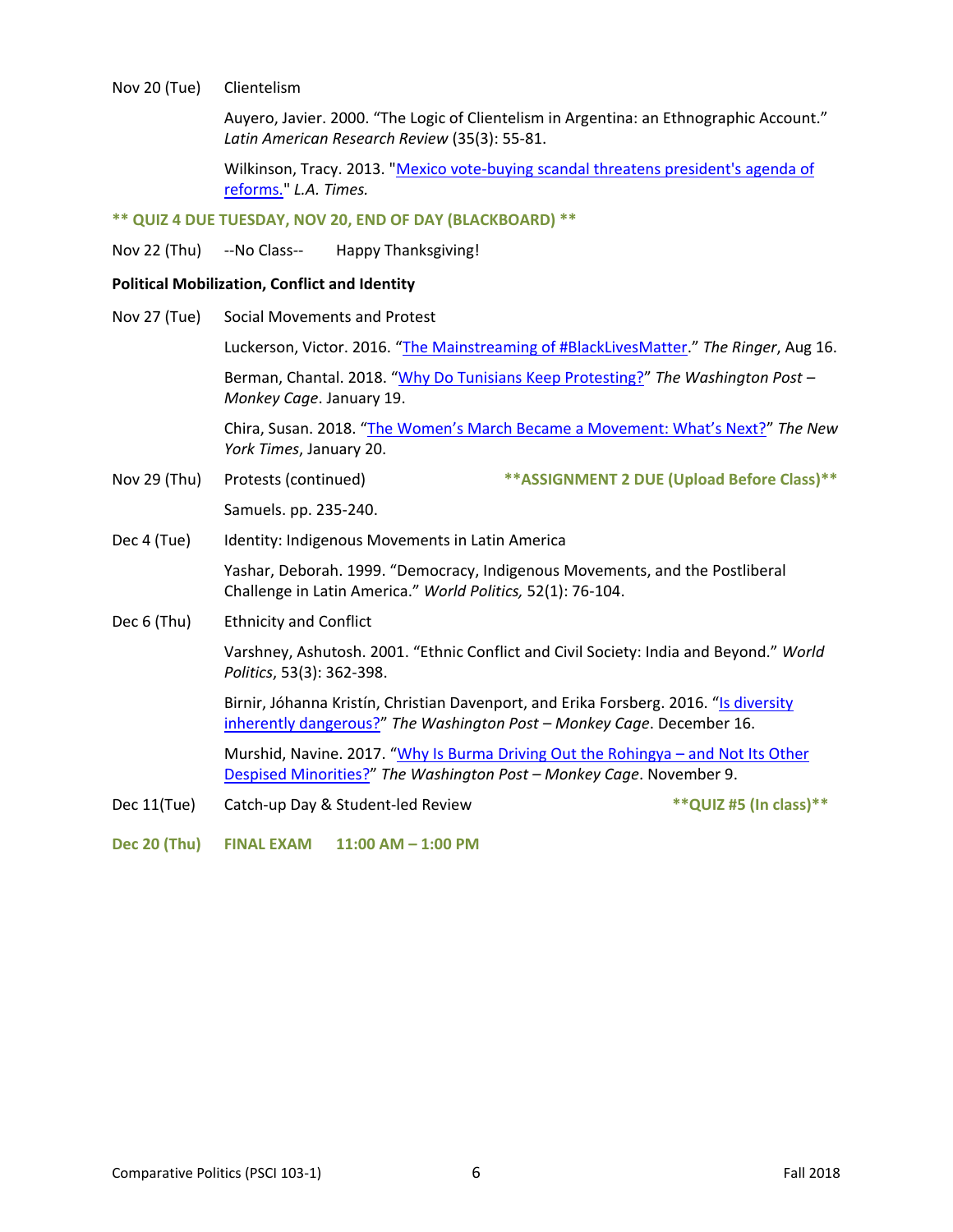Nov 20 (Tue) Clientelism

Auyero, Javier. 2000. "The Logic of Clientelism in Argentina: an Ethnographic Account." *Latin American Research Review* (35(3): 55-81.

Wilkinson, Tracy. 2013. "Mexico vote-buying scandal threatens president's agenda of reforms." *L.A. Times.*

**** QUIZ 4 DUE TUESDAY, NOV 20, END OF DAY (BLACKBOARD) ****

Nov 22 (Thu) --No Class-- Happy Thanksgiving!

**Political Mobilization, Conflict and Identity**

Nov 27 (Tue) Social Movements and Protest

Luckerson, Victor. 2016. "The Mainstreaming of #BlackLivesMatter." *The Ringer*, Aug 16.

Berman, Chantal. 2018. "Why Do Tunisians Keep Protesting?" *The Washington Post – Monkey Cage*. January 19.

Chira, Susan. 2018. "The Women's March Became a Movement: What's Next?" *The New York Times*, January 20.

Nov 29 (Thu) Protests (continued) **ASSIGNMENT 2 DUE (Upload Before Class)**

Samuels. pp. 235-240.

Dec 4 (Tue) Identity: Indigenous Movements in Latin America

Yashar, Deborah. 1999. "Democracy, Indigenous Movements, and the Postliberal Challenge in Latin America." *World Politics,* 52(1): 76-104.

Dec 6 (Thu) Ethnicity and Conflict

Varshney, Ashutosh. 2001. "Ethnic Conflict and Civil Society: India and Beyond." *World Politics*, 53(3): 362-398.

Birnir, Jóhanna Kristín, Christian Davenport, and Erika Forsberg. 2016. "Is diversity inherently dangerous?" *The Washington Post – Monkey Cage*. December 16.

Murshid, Navine. 2017. "Why Is Burma Driving Out the Rohingya – and Not Its Other Despised Minorities?" *The Washington Post – Monkey Cage*. November 9.

Dec 11(Tue) Catch-up Day & Student-led Review **QUIZ #5 (In class)**

**Dec 20 (Thu) FINAL EXAM 11:00 AM – 1:00 PM**